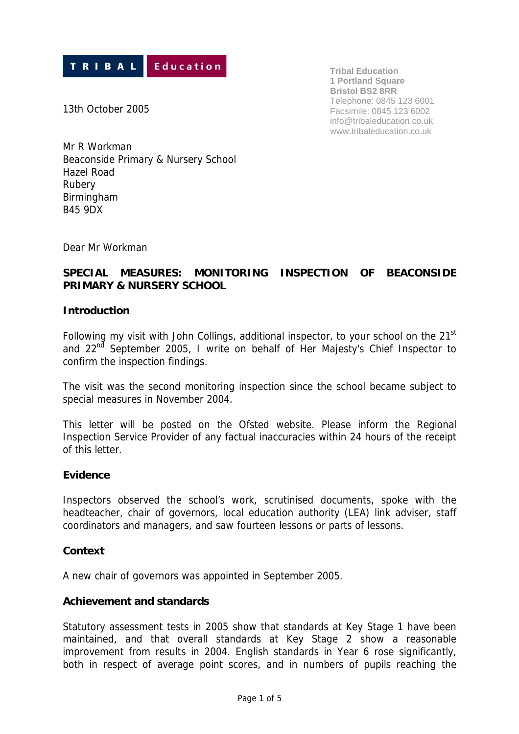TRIBAL Education

Tribal Education
1 Portland Square
Bristol BS2 8RR
Telephone: 0845 123 6001
Facsimile: 0845 123 6002
info@tribaleducation.co.uk
www.tribaleducation.co.uk

13th October 2005

Mr R Workman
Beaconside Primary & Nursery School
Hazel Road
Rubery
Birmingham
B45 9DX

Dear Mr Workman

**SPECIAL MEASURES: MONITORING INSPECTION OF BEACONSIDE PRIMARY & NURSERY SCHOOL**

**Introduction**

Following my visit with John Collings, additional inspector, to your school on the 21st and 22nd September 2005, I write on behalf of Her Majesty's Chief Inspector to confirm the inspection findings.

The visit was the second monitoring inspection since the school became subject to special measures in November 2004.

This letter will be posted on the Ofsted website. Please inform the Regional Inspection Service Provider of any factual inaccuracies within 24 hours of the receipt of this letter.

**Evidence**

Inspectors observed the school's work, scrutinised documents, spoke with the headteacher, chair of governors, local education authority (LEA) link adviser, staff coordinators and managers, and saw fourteen lessons or parts of lessons.

**Context**

A new chair of governors was appointed in September 2005.

**Achievement and standards**

Statutory assessment tests in 2005 show that standards at Key Stage 1 have been maintained, and that overall standards at Key Stage 2 show a reasonable improvement from results in 2004. English standards in Year 6 rose significantly, both in respect of average point scores, and in numbers of pupils reaching the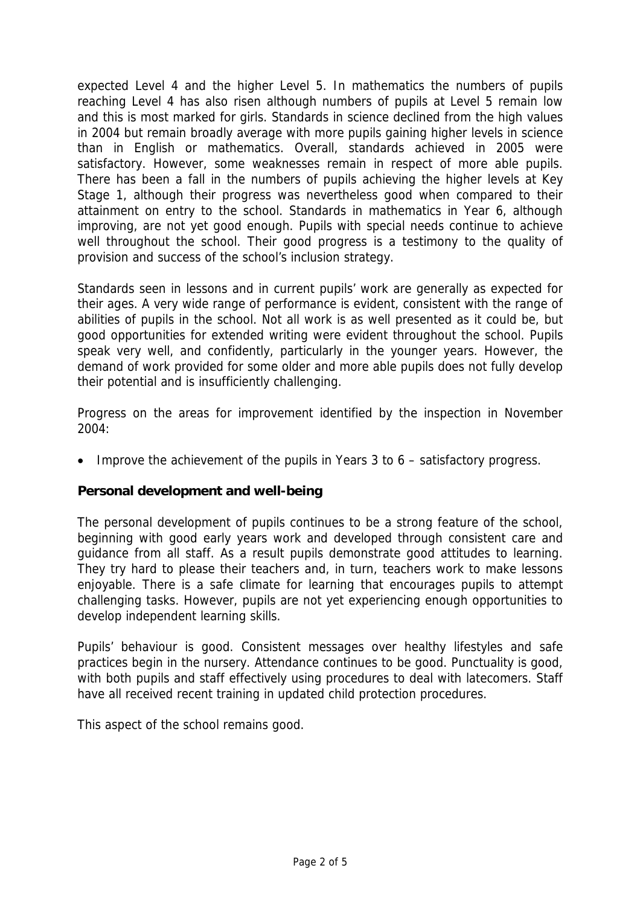expected Level 4 and the higher Level 5. In mathematics the numbers of pupils reaching Level 4 has also risen although numbers of pupils at Level 5 remain low and this is most marked for girls. Standards in science declined from the high values in 2004 but remain broadly average with more pupils gaining higher levels in science than in English or mathematics. Overall, standards achieved in 2005 were satisfactory. However, some weaknesses remain in respect of more able pupils. There has been a fall in the numbers of pupils achieving the higher levels at Key Stage 1, although their progress was nevertheless good when compared to their attainment on entry to the school. Standards in mathematics in Year 6, although improving, are not yet good enough. Pupils with special needs continue to achieve well throughout the school. Their good progress is a testimony to the quality of provision and success of the school's inclusion strategy.

Standards seen in lessons and in current pupils' work are generally as expected for their ages. A very wide range of performance is evident, consistent with the range of abilities of pupils in the school. Not all work is as well presented as it could be, but good opportunities for extended writing were evident throughout the school. Pupils speak very well, and confidently, particularly in the younger years. However, the demand of work provided for some older and more able pupils does not fully develop their potential and is insufficiently challenging.

Progress on the areas for improvement identified by the inspection in November 2004:

- Improve the achievement of the pupils in Years 3 to 6 – satisfactory progress.

### Personal development and well-being

The personal development of pupils continues to be a strong feature of the school, beginning with good early years work and developed through consistent care and guidance from all staff. As a result pupils demonstrate good attitudes to learning. They try hard to please their teachers and, in turn, teachers work to make lessons enjoyable. There is a safe climate for learning that encourages pupils to attempt challenging tasks. However, pupils are not yet experiencing enough opportunities to develop independent learning skills.

Pupils' behaviour is good. Consistent messages over healthy lifestyles and safe practices begin in the nursery. Attendance continues to be good. Punctuality is good, with both pupils and staff effectively using procedures to deal with latecomers. Staff have all received recent training in updated child protection procedures.

This aspect of the school remains good.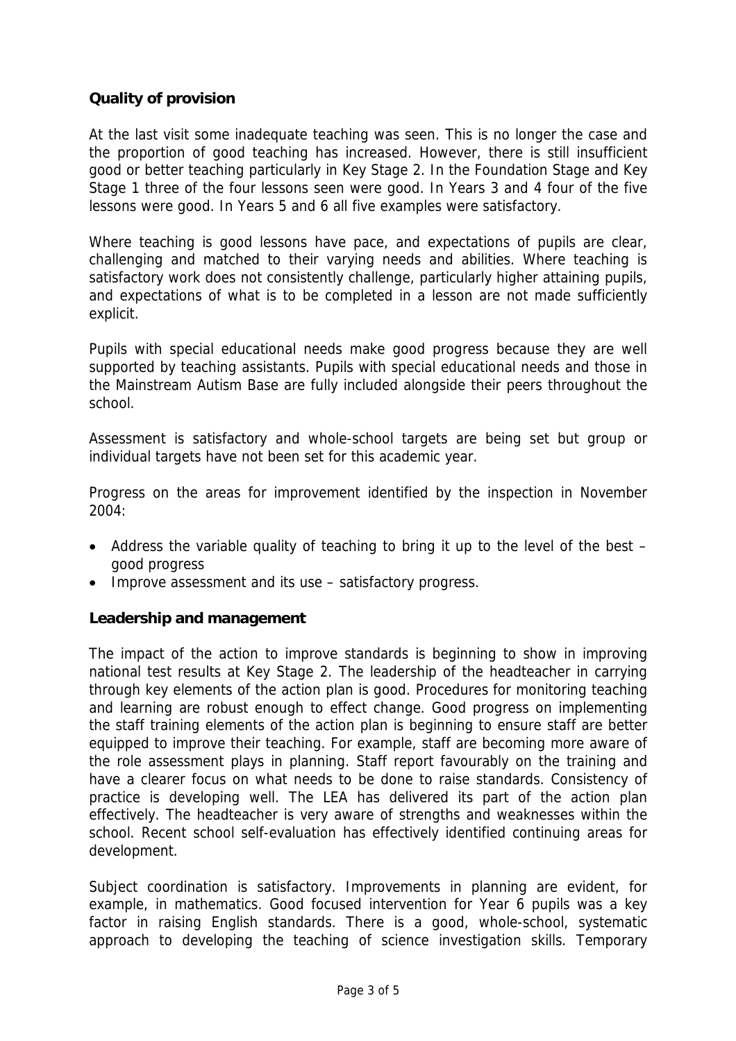## Quality of provision

At the last visit some inadequate teaching was seen. This is no longer the case and the proportion of good teaching has increased. However, there is still insufficient good or better teaching particularly in Key Stage 2. In the Foundation Stage and Key Stage 1 three of the four lessons seen were good. In Years 3 and 4 four of the five lessons were good. In Years 5 and 6 all five examples were satisfactory.

Where teaching is good lessons have pace, and expectations of pupils are clear, challenging and matched to their varying needs and abilities. Where teaching is satisfactory work does not consistently challenge, particularly higher attaining pupils, and expectations of what is to be completed in a lesson are not made sufficiently explicit.

Pupils with special educational needs make good progress because they are well supported by teaching assistants. Pupils with special educational needs and those in the Mainstream Autism Base are fully included alongside their peers throughout the school.

Assessment is satisfactory and whole-school targets are being set but group or individual targets have not been set for this academic year.

Progress on the areas for improvement identified by the inspection in November 2004:

- Address the variable quality of teaching to bring it up to the level of the best – good progress
- Improve assessment and its use – satisfactory progress.

## Leadership and management

The impact of the action to improve standards is beginning to show in improving national test results at Key Stage 2. The leadership of the headteacher in carrying through key elements of the action plan is good. Procedures for monitoring teaching and learning are robust enough to effect change. Good progress on implementing the staff training elements of the action plan is beginning to ensure staff are better equipped to improve their teaching. For example, staff are becoming more aware of the role assessment plays in planning. Staff report favourably on the training and have a clearer focus on what needs to be done to raise standards. Consistency of practice is developing well. The LEA has delivered its part of the action plan effectively. The headteacher is very aware of strengths and weaknesses within the school. Recent school self-evaluation has effectively identified continuing areas for development.

Subject coordination is satisfactory. Improvements in planning are evident, for example, in mathematics. Good focused intervention for Year 6 pupils was a key factor in raising English standards. There is a good, whole-school, systematic approach to developing the teaching of science investigation skills. Temporary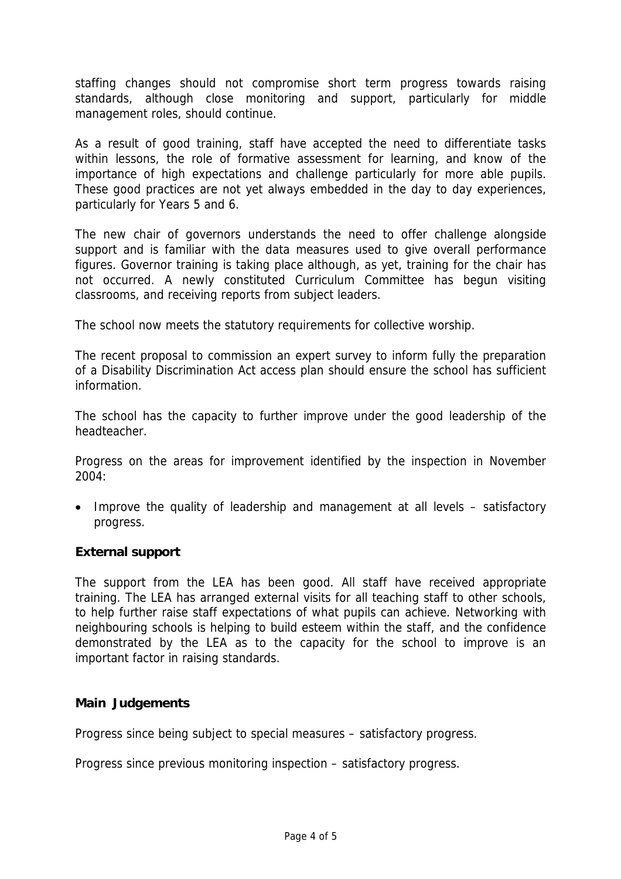staffing changes should not compromise short term progress towards raising standards, although close monitoring and support, particularly for middle management roles, should continue.

As a result of good training, staff have accepted the need to differentiate tasks within lessons, the role of formative assessment for learning, and know of the importance of high expectations and challenge particularly for more able pupils. These good practices are not yet always embedded in the day to day experiences, particularly for Years 5 and 6.

The new chair of governors understands the need to offer challenge alongside support and is familiar with the data measures used to give overall performance figures. Governor training is taking place although, as yet, training for the chair has not occurred. A newly constituted Curriculum Committee has begun visiting classrooms, and receiving reports from subject leaders.

The school now meets the statutory requirements for collective worship.

The recent proposal to commission an expert survey to inform fully the preparation of a Disability Discrimination Act access plan should ensure the school has sufficient information.

The school has the capacity to further improve under the good leadership of the headteacher.

Progress on the areas for improvement identified by the inspection in November 2004:

- Improve the quality of leadership and management at all levels – satisfactory progress.

### External support

The support from the LEA has been good. All staff have received appropriate training. The LEA has arranged external visits for all teaching staff to other schools, to help further raise staff expectations of what pupils can achieve. Networking with neighbouring schools is helping to build esteem within the staff, and the confidence demonstrated by the LEA as to the capacity for the school to improve is an important factor in raising standards.

### Main Judgements

Progress since being subject to special measures – satisfactory progress.

Progress since previous monitoring inspection – satisfactory progress.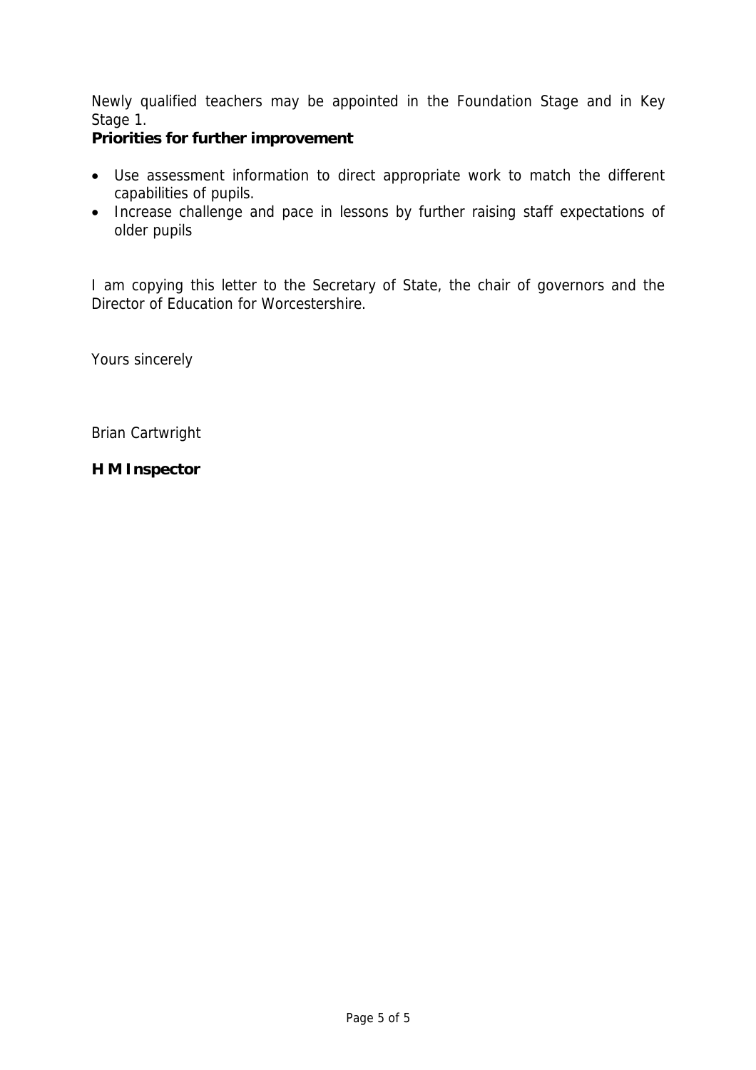Newly qualified teachers may be appointed in the Foundation Stage and in Key Stage 1.

**Priorities for further improvement**

- Use assessment information to direct appropriate work to match the different capabilities of pupils.
- Increase challenge and pace in lessons by further raising staff expectations of older pupils

I am copying this letter to the Secretary of State, the chair of governors and the Director of Education for Worcestershire.

Yours sincerely

Brian Cartwright

**H M Inspector**